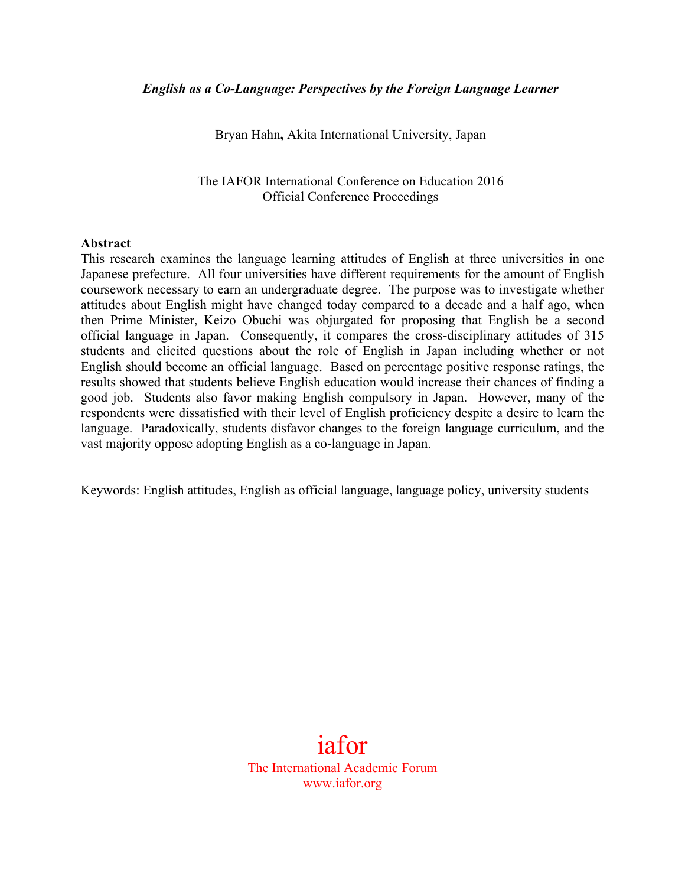***English as a Co-Language: Perspectives by the Foreign Language Learner***

Bryan Hahn**,** Akita International University, Japan

The IAFOR International Conference on Education 2016
Official Conference Proceedings

**Abstract**

This research examines the language learning attitudes of English at three universities in one Japanese prefecture. All four universities have different requirements for the amount of English coursework necessary to earn an undergraduate degree. The purpose was to investigate whether attitudes about English might have changed today compared to a decade and a half ago, when then Prime Minister, Keizo Obuchi was objurgated for proposing that English be a second official language in Japan. Consequently, it compares the cross-disciplinary attitudes of 315 students and elicited questions about the role of English in Japan including whether or not English should become an official language. Based on percentage positive response ratings, the results showed that students believe English education would increase their chances of finding a good job. Students also favor making English compulsory in Japan. However, many of the respondents were dissatisfied with their level of English proficiency despite a desire to learn the language. Paradoxically, students disfavor changes to the foreign language curriculum, and the vast majority oppose adopting English as a co-language in Japan.

Keywords: English attitudes, English as official language, language policy, university students

iafor
The International Academic Forum
www.iafor.org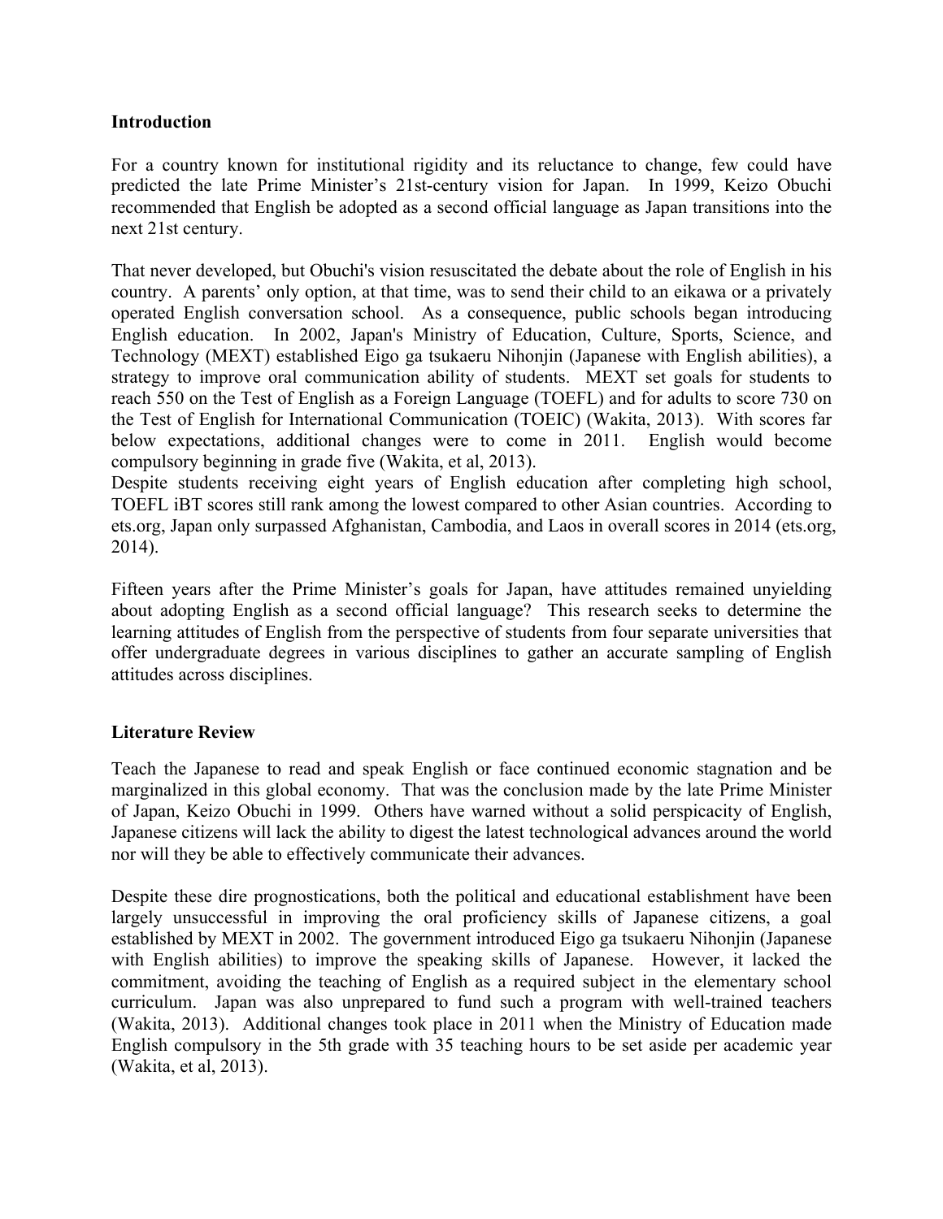**Introduction**

For a country known for institutional rigidity and its reluctance to change, few could have predicted the late Prime Minister's 21st-century vision for Japan. In 1999, Keizo Obuchi recommended that English be adopted as a second official language as Japan transitions into the next 21st century.

That never developed, but Obuchi's vision resuscitated the debate about the role of English in his country. A parents' only option, at that time, was to send their child to an eikawa or a privately operated English conversation school. As a consequence, public schools began introducing English education. In 2002, Japan's Ministry of Education, Culture, Sports, Science, and Technology (MEXT) established Eigo ga tsukaeru Nihonjin (Japanese with English abilities), a strategy to improve oral communication ability of students. MEXT set goals for students to reach 550 on the Test of English as a Foreign Language (TOEFL) and for adults to score 730 on the Test of English for International Communication (TOEIC) (Wakita, 2013). With scores far below expectations, additional changes were to come in 2011. English would become compulsory beginning in grade five (Wakita, et al, 2013).
Despite students receiving eight years of English education after completing high school, TOEFL iBT scores still rank among the lowest compared to other Asian countries. According to ets.org, Japan only surpassed Afghanistan, Cambodia, and Laos in overall scores in 2014 (ets.org, 2014).

Fifteen years after the Prime Minister's goals for Japan, have attitudes remained unyielding about adopting English as a second official language? This research seeks to determine the learning attitudes of English from the perspective of students from four separate universities that offer undergraduate degrees in various disciplines to gather an accurate sampling of English attitudes across disciplines.

**Literature Review**

Teach the Japanese to read and speak English or face continued economic stagnation and be marginalized in this global economy. That was the conclusion made by the late Prime Minister of Japan, Keizo Obuchi in 1999. Others have warned without a solid perspicacity of English, Japanese citizens will lack the ability to digest the latest technological advances around the world nor will they be able to effectively communicate their advances.

Despite these dire prognostications, both the political and educational establishment have been largely unsuccessful in improving the oral proficiency skills of Japanese citizens, a goal established by MEXT in 2002. The government introduced Eigo ga tsukaeru Nihonjin (Japanese with English abilities) to improve the speaking skills of Japanese. However, it lacked the commitment, avoiding the teaching of English as a required subject in the elementary school curriculum. Japan was also unprepared to fund such a program with well-trained teachers (Wakita, 2013). Additional changes took place in 2011 when the Ministry of Education made English compulsory in the 5th grade with 35 teaching hours to be set aside per academic year (Wakita, et al, 2013).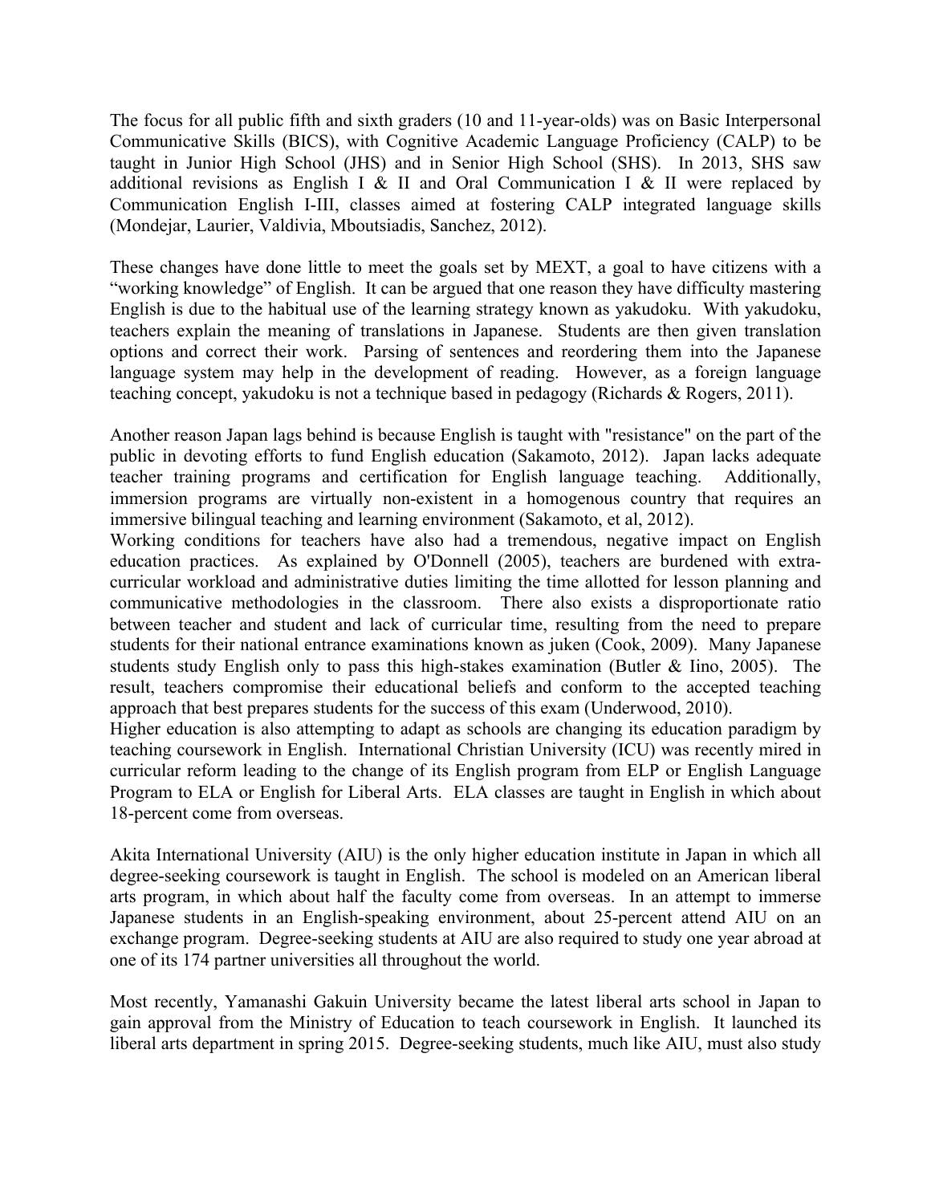The focus for all public fifth and sixth graders (10 and 11-year-olds) was on Basic Interpersonal Communicative Skills (BICS), with Cognitive Academic Language Proficiency (CALP) to be taught in Junior High School (JHS) and in Senior High School (SHS). In 2013, SHS saw additional revisions as English I & II and Oral Communication I & II were replaced by Communication English I-III, classes aimed at fostering CALP integrated language skills (Mondejar, Laurier, Valdivia, Mboutsiadis, Sanchez, 2012).

These changes have done little to meet the goals set by MEXT, a goal to have citizens with a "working knowledge" of English. It can be argued that one reason they have difficulty mastering English is due to the habitual use of the learning strategy known as yakudoku. With yakudoku, teachers explain the meaning of translations in Japanese. Students are then given translation options and correct their work. Parsing of sentences and reordering them into the Japanese language system may help in the development of reading. However, as a foreign language teaching concept, yakudoku is not a technique based in pedagogy (Richards & Rogers, 2011).

Another reason Japan lags behind is because English is taught with "resistance" on the part of the public in devoting efforts to fund English education (Sakamoto, 2012). Japan lacks adequate teacher training programs and certification for English language teaching. Additionally, immersion programs are virtually non-existent in a homogenous country that requires an immersive bilingual teaching and learning environment (Sakamoto, et al, 2012).

Working conditions for teachers have also had a tremendous, negative impact on English education practices. As explained by O'Donnell (2005), teachers are burdened with extra-curricular workload and administrative duties limiting the time allotted for lesson planning and communicative methodologies in the classroom. There also exists a disproportionate ratio between teacher and student and lack of curricular time, resulting from the need to prepare students for their national entrance examinations known as juken (Cook, 2009). Many Japanese students study English only to pass this high-stakes examination (Butler & Iino, 2005). The result, teachers compromise their educational beliefs and conform to the accepted teaching approach that best prepares students for the success of this exam (Underwood, 2010).

Higher education is also attempting to adapt as schools are changing its education paradigm by teaching coursework in English. International Christian University (ICU) was recently mired in curricular reform leading to the change of its English program from ELP or English Language Program to ELA or English for Liberal Arts. ELA classes are taught in English in which about 18-percent come from overseas.

Akita International University (AIU) is the only higher education institute in Japan in which all degree-seeking coursework is taught in English. The school is modeled on an American liberal arts program, in which about half the faculty come from overseas. In an attempt to immerse Japanese students in an English-speaking environment, about 25-percent attend AIU on an exchange program. Degree-seeking students at AIU are also required to study one year abroad at one of its 174 partner universities all throughout the world.

Most recently, Yamanashi Gakuin University became the latest liberal arts school in Japan to gain approval from the Ministry of Education to teach coursework in English. It launched its liberal arts department in spring 2015. Degree-seeking students, much like AIU, must also study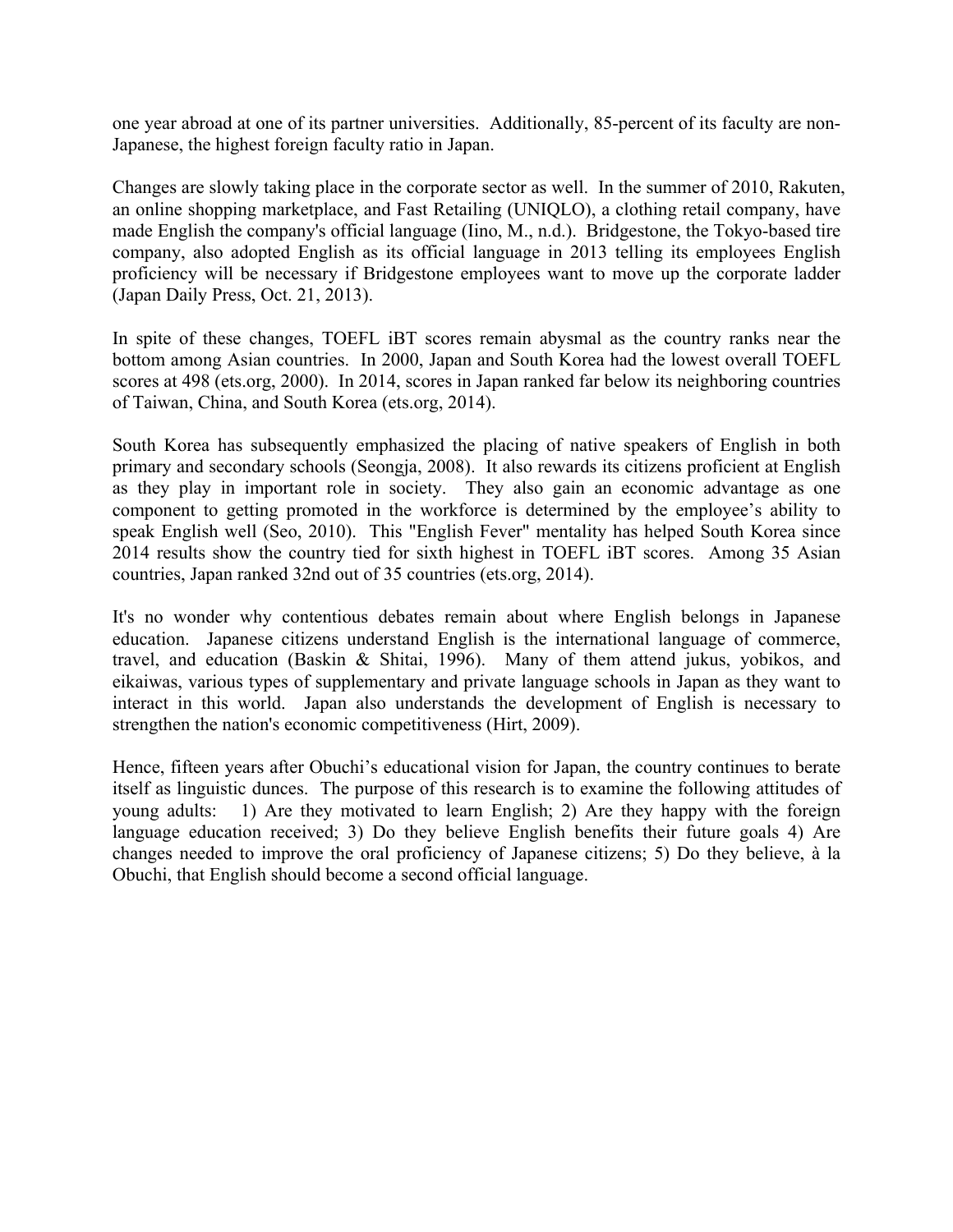one year abroad at one of its partner universities. Additionally, 85-percent of its faculty are non-Japanese, the highest foreign faculty ratio in Japan.

Changes are slowly taking place in the corporate sector as well. In the summer of 2010, Rakuten, an online shopping marketplace, and Fast Retailing (UNIQLO), a clothing retail company, have made English the company's official language (Iino, M., n.d.). Bridgestone, the Tokyo-based tire company, also adopted English as its official language in 2013 telling its employees English proficiency will be necessary if Bridgestone employees want to move up the corporate ladder (Japan Daily Press, Oct. 21, 2013).

In spite of these changes, TOEFL iBT scores remain abysmal as the country ranks near the bottom among Asian countries. In 2000, Japan and South Korea had the lowest overall TOEFL scores at 498 (ets.org, 2000). In 2014, scores in Japan ranked far below its neighboring countries of Taiwan, China, and South Korea (ets.org, 2014).

South Korea has subsequently emphasized the placing of native speakers of English in both primary and secondary schools (Seongja, 2008). It also rewards its citizens proficient at English as they play in important role in society. They also gain an economic advantage as one component to getting promoted in the workforce is determined by the employee's ability to speak English well (Seo, 2010). This "English Fever" mentality has helped South Korea since 2014 results show the country tied for sixth highest in TOEFL iBT scores. Among 35 Asian countries, Japan ranked 32nd out of 35 countries (ets.org, 2014).

It's no wonder why contentious debates remain about where English belongs in Japanese education. Japanese citizens understand English is the international language of commerce, travel, and education (Baskin & Shitai, 1996). Many of them attend jukus, yobikos, and eikaiwas, various types of supplementary and private language schools in Japan as they want to interact in this world. Japan also understands the development of English is necessary to strengthen the nation's economic competitiveness (Hirt, 2009).

Hence, fifteen years after Obuchi's educational vision for Japan, the country continues to berate itself as linguistic dunces. The purpose of this research is to examine the following attitudes of young adults: 1) Are they motivated to learn English; 2) Are they happy with the foreign language education received; 3) Do they believe English benefits their future goals 4) Are changes needed to improve the oral proficiency of Japanese citizens; 5) Do they believe, à la Obuchi, that English should become a second official language.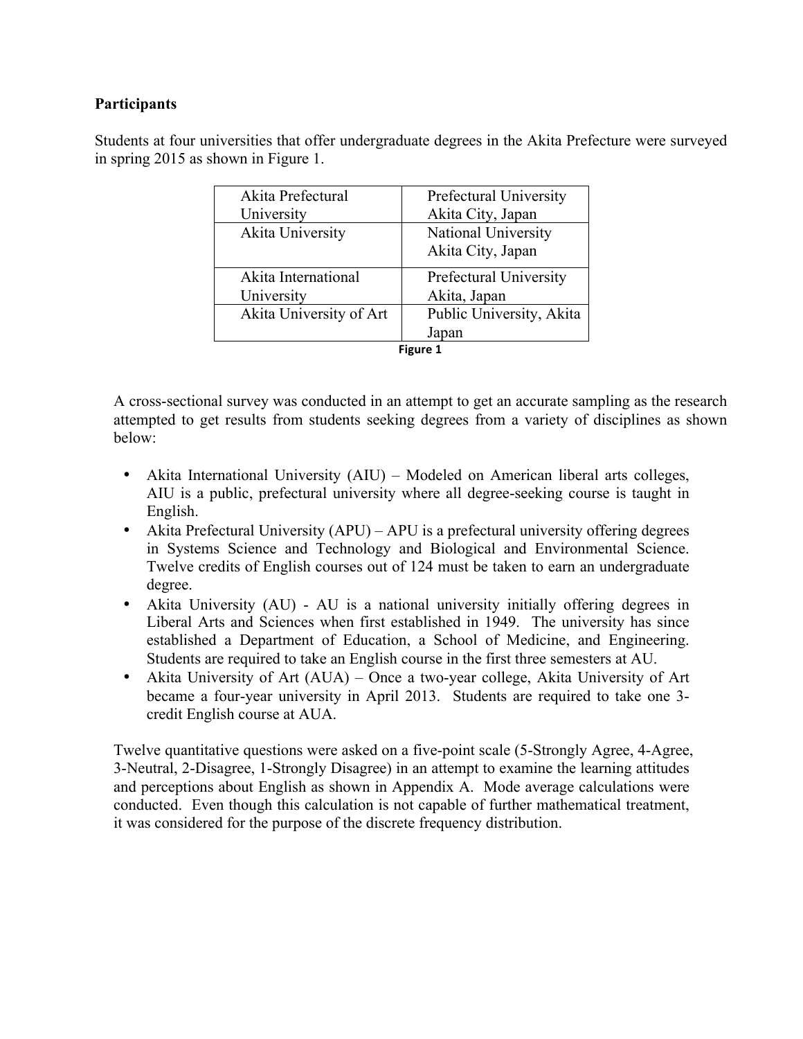**Participants**

Students at four universities that offer undergraduate degrees in the Akita Prefecture were surveyed in spring 2015 as shown in Figure 1.

| | |
|---|---|
| Akita Prefectural University | Prefectural University Akita City, Japan |
| Akita University | National University Akita City, Japan |
| Akita International University | Prefectural University Akita, Japan |
| Akita University of Art | Public University, Akita Japan |

Figure 1

A cross-sectional survey was conducted in an attempt to get an accurate sampling as the research attempted to get results from students seeking degrees from a variety of disciplines as shown below:

- Akita International University (AIU) – Modeled on American liberal arts colleges, AIU is a public, prefectural university where all degree-seeking course is taught in English.
- Akita Prefectural University (APU) – APU is a prefectural university offering degrees in Systems Science and Technology and Biological and Environmental Science. Twelve credits of English courses out of 124 must be taken to earn an undergraduate degree.
- Akita University (AU) - AU is a national university initially offering degrees in Liberal Arts and Sciences when first established in 1949. The university has since established a Department of Education, a School of Medicine, and Engineering. Students are required to take an English course in the first three semesters at AU.
- Akita University of Art (AUA) – Once a two-year college, Akita University of Art became a four-year university in April 2013. Students are required to take one 3-credit English course at AUA.

Twelve quantitative questions were asked on a five-point scale (5-Strongly Agree, 4-Agree, 3-Neutral, 2-Disagree, 1-Strongly Disagree) in an attempt to examine the learning attitudes and perceptions about English as shown in Appendix A. Mode average calculations were conducted. Even though this calculation is not capable of further mathematical treatment, it was considered for the purpose of the discrete frequency distribution.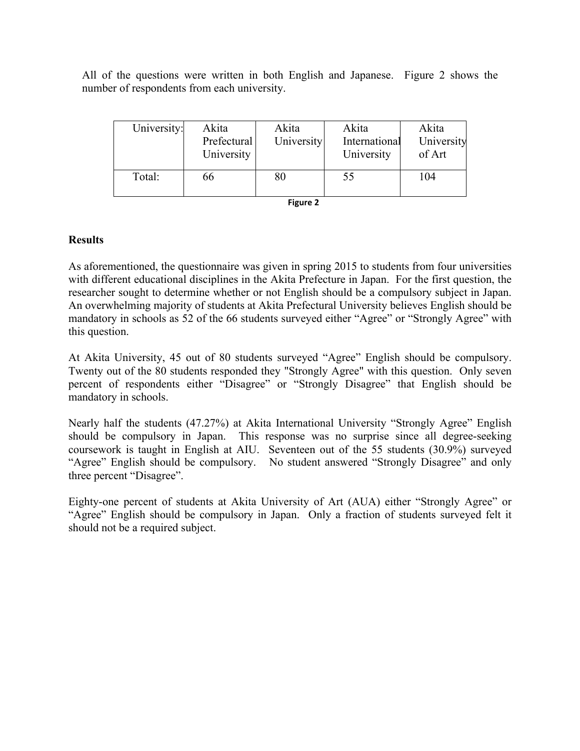All of the questions were written in both English and Japanese. Figure 2 shows the number of respondents from each university.

| University: | Akita Prefectural University | Akita University | Akita International University | Akita University of Art |
| --- | --- | --- | --- | --- |
| Total: | 66 | 80 | 55 | 104 |

**Figure 2**

## Results

As aforementioned, the questionnaire was given in spring 2015 to students from four universities with different educational disciplines in the Akita Prefecture in Japan. For the first question, the researcher sought to determine whether or not English should be a compulsory subject in Japan. An overwhelming majority of students at Akita Prefectural University believes English should be mandatory in schools as 52 of the 66 students surveyed either "Agree" or "Strongly Agree" with this question.

At Akita University, 45 out of 80 students surveyed "Agree" English should be compulsory. Twenty out of the 80 students responded they "Strongly Agree" with this question. Only seven percent of respondents either "Disagree" or "Strongly Disagree" that English should be mandatory in schools.

Nearly half the students (47.27%) at Akita International University "Strongly Agree" English should be compulsory in Japan. This response was no surprise since all degree-seeking coursework is taught in English at AIU. Seventeen out of the 55 students (30.9%) surveyed "Agree" English should be compulsory. No student answered "Strongly Disagree" and only three percent "Disagree".

Eighty-one percent of students at Akita University of Art (AUA) either "Strongly Agree" or "Agree" English should be compulsory in Japan. Only a fraction of students surveyed felt it should not be a required subject.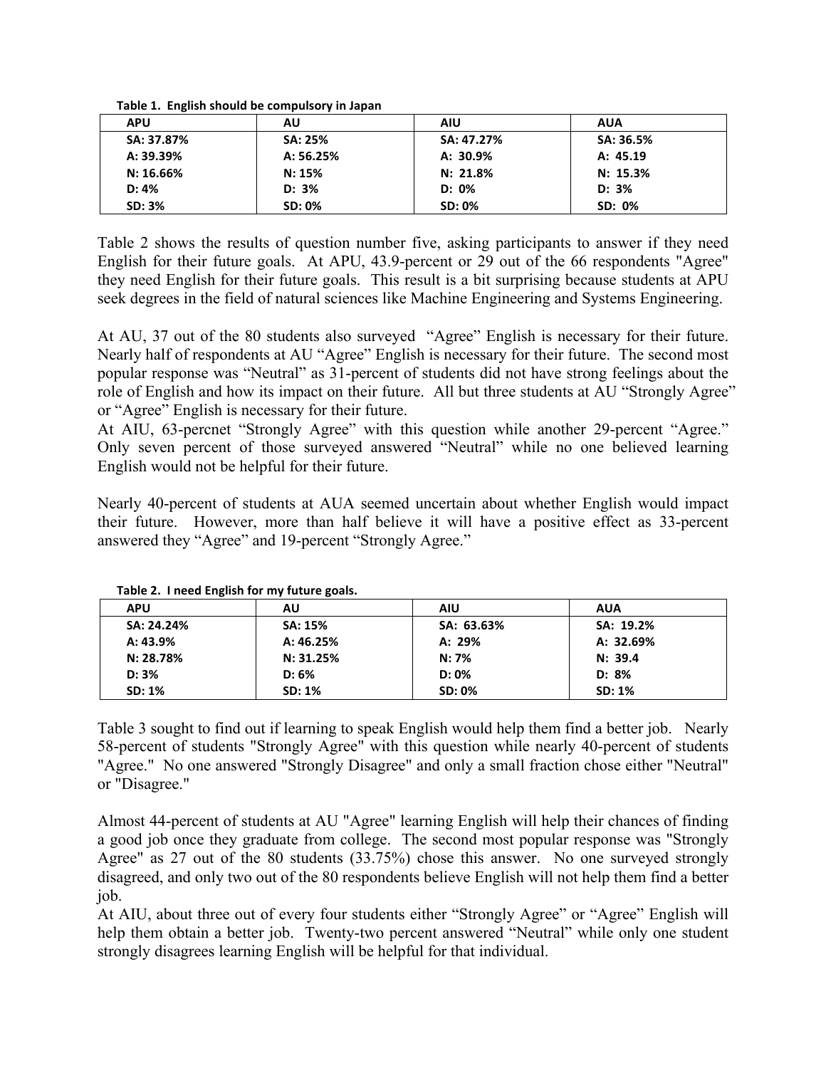**Table 1. English should be compulsory in Japan**

| APU | AU | AIU | AUA |
| --- | --- | --- | --- |
| SA: 37.87% | SA: 25% | SA: 47.27% | SA: 36.5% |
| A: 39.39% | A: 56.25% | A: 30.9% | A: 45.19 |
| N: 16.66% | N: 15% | N: 21.8% | N: 15.3% |
| D: 4% | D: 3% | D: 0% | D: 3% |
| SD: 3% | SD: 0% | SD: 0% | SD: 0% |

Table 2 shows the results of question number five, asking participants to answer if they need English for their future goals. At APU, 43.9-percent or 29 out of the 66 respondents "Agree" they need English for their future goals. This result is a bit surprising because students at APU seek degrees in the field of natural sciences like Machine Engineering and Systems Engineering.

At AU, 37 out of the 80 students also surveyed "Agree" English is necessary for their future. Nearly half of respondents at AU "Agree" English is necessary for their future. The second most popular response was "Neutral" as 31-percent of students did not have strong feelings about the role of English and how its impact on their future. All but three students at AU "Strongly Agree" or "Agree" English is necessary for their future.

At AIU, 63-percnet "Strongly Agree" with this question while another 29-percent "Agree." Only seven percent of those surveyed answered "Neutral" while no one believed learning English would not be helpful for their future.

Nearly 40-percent of students at AUA seemed uncertain about whether English would impact their future. However, more than half believe it will have a positive effect as 33-percent answered they "Agree" and 19-percent "Strongly Agree."

**Table 2. I need English for my future goals.**

| APU | AU | AIU | AUA |
| --- | --- | --- | --- |
| SA: 24.24% | SA: 15% | SA: 63.63% | SA: 19.2% |
| A: 43.9% | A: 46.25% | A: 29% | A: 32.69% |
| N: 28.78% | N: 31.25% | N: 7% | N: 39.4 |
| D: 3% | D: 6% | D: 0% | D: 8% |
| SD: 1% | SD: 1% | SD: 0% | SD: 1% |

Table 3 sought to find out if learning to speak English would help them find a better job. Nearly 58-percent of students "Strongly Agree" with this question while nearly 40-percent of students "Agree." No one answered "Strongly Disagree" and only a small fraction chose either "Neutral" or "Disagree."

Almost 44-percent of students at AU "Agree" learning English will help their chances of finding a good job once they graduate from college. The second most popular response was "Strongly Agree" as 27 out of the 80 students (33.75%) chose this answer. No one surveyed strongly disagreed, and only two out of the 80 respondents believe English will not help them find a better job.

At AIU, about three out of every four students either "Strongly Agree" or "Agree" English will help them obtain a better job. Twenty-two percent answered "Neutral" while only one student strongly disagrees learning English will be helpful for that individual.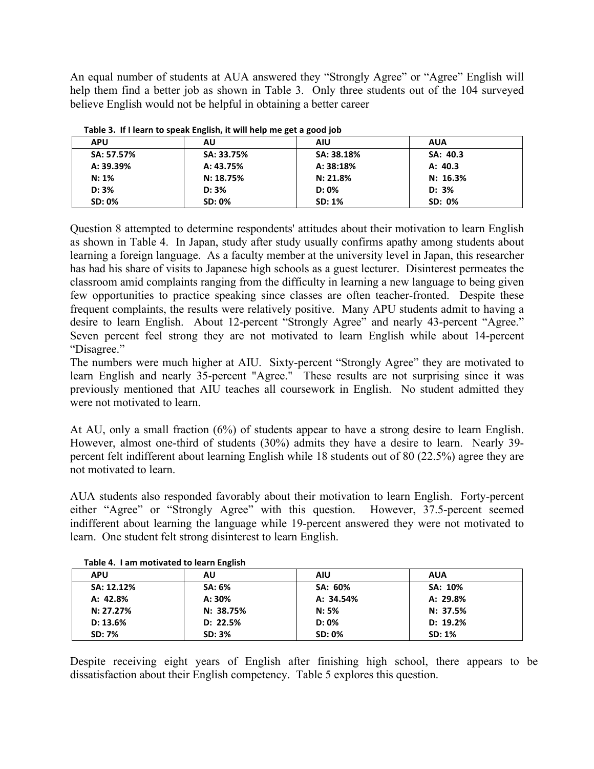An equal number of students at AUA answered they "Strongly Agree" or "Agree" English will help them find a better job as shown in Table 3. Only three students out of the 104 surveyed believe English would not be helpful in obtaining a better career

**Table 3. If I learn to speak English, it will help me get a good job**

| APU | AU | AIU | AUA |
|---|---|---|---|
| SA: 57.57% | SA: 33.75% | SA: 38.18% | SA: 40.3 |
| A: 39.39% | A: 43.75% | A: 38:18% | A: 40.3 |
| N: 1% | N: 18.75% | N: 21.8% | N: 16.3% |
| D: 3% | D: 3% | D: 0% | D: 3% |
| SD: 0% | SD: 0% | SD: 1% | SD: 0% |

Question 8 attempted to determine respondents' attitudes about their motivation to learn English as shown in Table 4. In Japan, study after study usually confirms apathy among students about learning a foreign language. As a faculty member at the university level in Japan, this researcher has had his share of visits to Japanese high schools as a guest lecturer. Disinterest permeates the classroom amid complaints ranging from the difficulty in learning a new language to being given few opportunities to practice speaking since classes are often teacher-fronted. Despite these frequent complaints, the results were relatively positive. Many APU students admit to having a desire to learn English. About 12-percent "Strongly Agree" and nearly 43-percent "Agree." Seven percent feel strong they are not motivated to learn English while about 14-percent "Disagree."

The numbers were much higher at AIU. Sixty-percent "Strongly Agree" they are motivated to learn English and nearly 35-percent "Agree." These results are not surprising since it was previously mentioned that AIU teaches all coursework in English. No student admitted they were not motivated to learn.

At AU, only a small fraction (6%) of students appear to have a strong desire to learn English. However, almost one-third of students (30%) admits they have a desire to learn. Nearly 39-percent felt indifferent about learning English while 18 students out of 80 (22.5%) agree they are not motivated to learn.

AUA students also responded favorably about their motivation to learn English. Forty-percent either "Agree" or "Strongly Agree" with this question. However, 37.5-percent seemed indifferent about learning the language while 19-percent answered they were not motivated to learn. One student felt strong disinterest to learn English.

**Table 4. I am motivated to learn English**

| APU | AU | AIU | AUA |
|---|---|---|---|
| SA: 12.12% | SA: 6% | SA: 60% | SA: 10% |
| A: 42.8% | A: 30% | A: 34.54% | A: 29.8% |
| N: 27.27% | N: 38.75% | N: 5% | N: 37.5% |
| D: 13.6% | D: 22.5% | D: 0% | D: 19.2% |
| SD: 7% | SD: 3% | SD: 0% | SD: 1% |

Despite receiving eight years of English after finishing high school, there appears to be dissatisfaction about their English competency. Table 5 explores this question.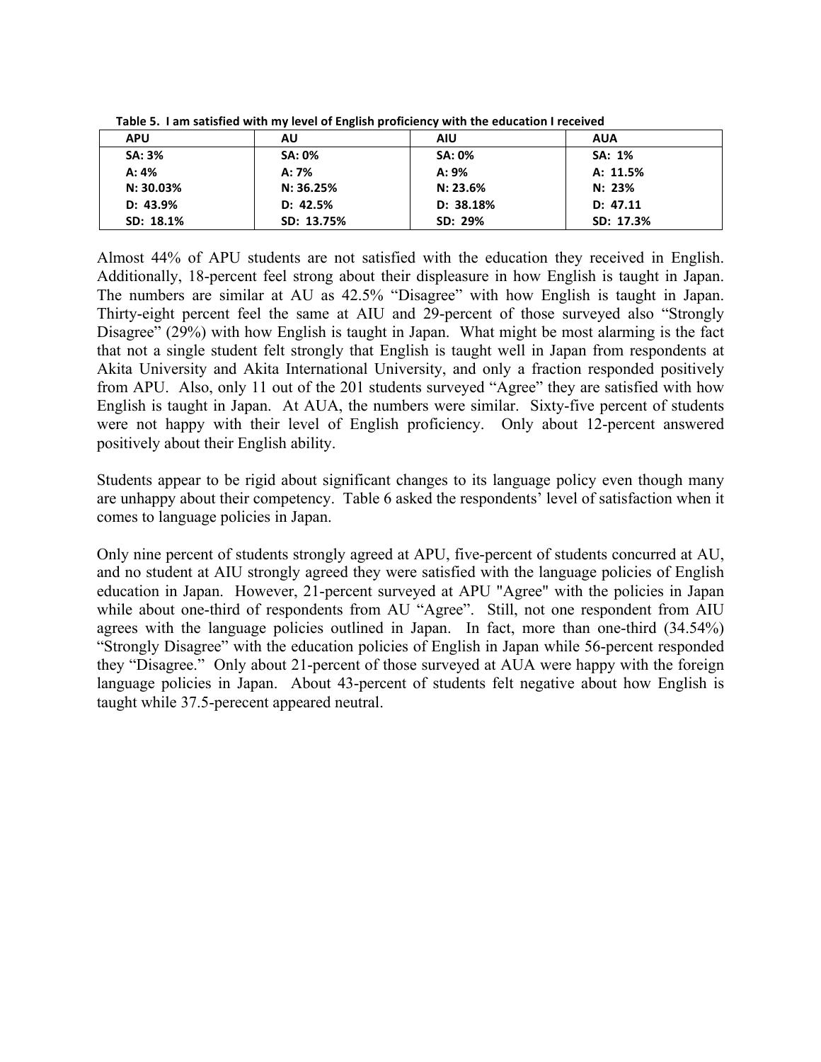**Table 5. I am satisfied with my level of English proficiency with the education I received**

| APU | AU | AIU | AUA |
|---|---|---|---|
| SA: 3% | SA: 0% | SA: 0% | SA: 1% |
| A: 4% | A: 7% | A: 9% | A: 11.5% |
| N: 30.03% | N: 36.25% | N: 23.6% | N: 23% |
| D: 43.9% | D: 42.5% | D: 38.18% | D: 47.11 |
| SD: 18.1% | SD: 13.75% | SD: 29% | SD: 17.3% |

Almost 44% of APU students are not satisfied with the education they received in English. Additionally, 18-percent feel strong about their displeasure in how English is taught in Japan. The numbers are similar at AU as 42.5% "Disagree" with how English is taught in Japan. Thirty-eight percent feel the same at AIU and 29-percent of those surveyed also "Strongly Disagree" (29%) with how English is taught in Japan. What might be most alarming is the fact that not a single student felt strongly that English is taught well in Japan from respondents at Akita University and Akita International University, and only a fraction responded positively from APU. Also, only 11 out of the 201 students surveyed "Agree" they are satisfied with how English is taught in Japan. At AUA, the numbers were similar. Sixty-five percent of students were not happy with their level of English proficiency. Only about 12-percent answered positively about their English ability.

Students appear to be rigid about significant changes to its language policy even though many are unhappy about their competency. Table 6 asked the respondents' level of satisfaction when it comes to language policies in Japan.

Only nine percent of students strongly agreed at APU, five-percent of students concurred at AU, and no student at AIU strongly agreed they were satisfied with the language policies of English education in Japan. However, 21-percent surveyed at APU "Agree" with the policies in Japan while about one-third of respondents from AU "Agree". Still, not one respondent from AIU agrees with the language policies outlined in Japan. In fact, more than one-third (34.54%) "Strongly Disagree" with the education policies of English in Japan while 56-percent responded they "Disagree." Only about 21-percent of those surveyed at AUA were happy with the foreign language policies in Japan. About 43-percent of students felt negative about how English is taught while 37.5-perecent appeared neutral.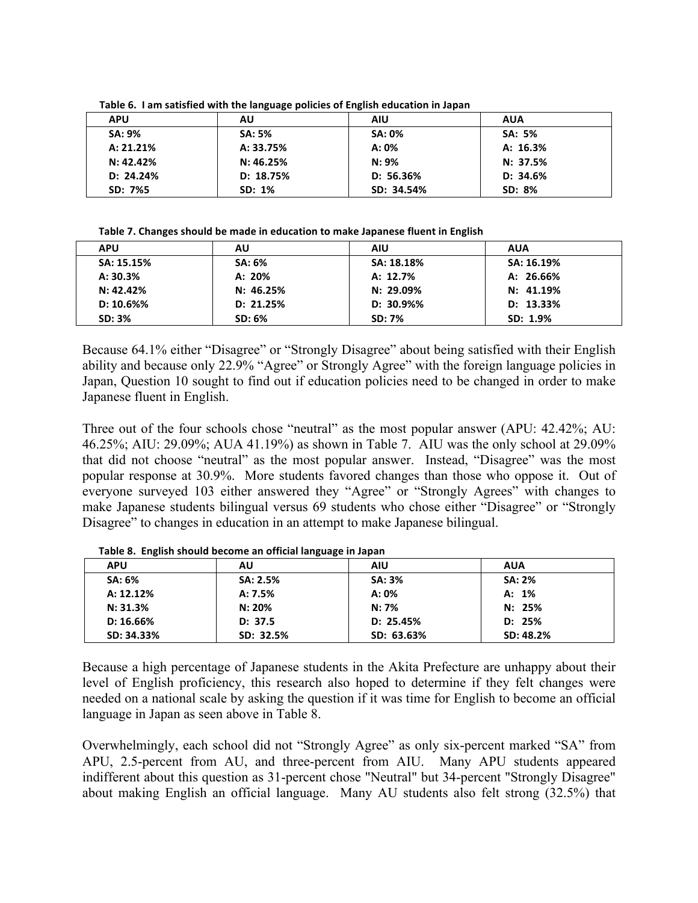**Table 6. I am satisfied with the language policies of English education in Japan**

| APU | AU | AIU | AUA |
|---|---|---|---|
| SA: 9% | SA: 5% | SA: 0% | SA: 5% |
| A: 21.21% | A: 33.75% | A: 0% | A: 16.3% |
| N: 42.42% | N: 46.25% | N: 9% | N: 37.5% |
| D: 24.24% | D: 18.75% | D: 56.36% | D: 34.6% |
| SD: 7%5 | SD: 1% | SD: 34.54% | SD: 8% |

**Table 7. Changes should be made in education to make Japanese fluent in English**

| APU | AU | AIU | AUA |
|---|---|---|---|
| SA: 15.15% | SA: 6% | SA: 18.18% | SA: 16.19% |
| A: 30.3% | A: 20% | A: 12.7% | A: 26.66% |
| N: 42.42% | N: 46.25% | N: 29.09% | N: 41.19% |
| D: 10.6%% | D: 21.25% | D: 30.9%% | D: 13.33% |
| SD: 3% | SD: 6% | SD: 7% | SD: 1.9% |

Because 64.1% either "Disagree" or "Strongly Disagree" about being satisfied with their English ability and because only 22.9% "Agree" or Strongly Agree" with the foreign language policies in Japan, Question 10 sought to find out if education policies need to be changed in order to make Japanese fluent in English.

Three out of the four schools chose "neutral" as the most popular answer (APU: 42.42%; AU: 46.25%; AIU: 29.09%; AUA 41.19%) as shown in Table 7. AIU was the only school at 29.09% that did not choose "neutral" as the most popular answer. Instead, "Disagree" was the most popular response at 30.9%. More students favored changes than those who oppose it. Out of everyone surveyed 103 either answered they "Agree" or "Strongly Agrees" with changes to make Japanese students bilingual versus 69 students who chose either "Disagree" or "Strongly Disagree" to changes in education in an attempt to make Japanese bilingual.

**Table 8. English should become an official language in Japan**

| APU | AU | AIU | AUA |
|---|---|---|---|
| SA: 6% | SA: 2.5% | SA: 3% | SA: 2% |
| A: 12.12% | A: 7.5% | A: 0% | A: 1% |
| N: 31.3% | N: 20% | N: 7% | N: 25% |
| D: 16.66% | D: 37.5 | D: 25.45% | D: 25% |
| SD: 34.33% | SD: 32.5% | SD: 63.63% | SD: 48.2% |

Because a high percentage of Japanese students in the Akita Prefecture are unhappy about their level of English proficiency, this research also hoped to determine if they felt changes were needed on a national scale by asking the question if it was time for English to become an official language in Japan as seen above in Table 8.

Overwhelmingly, each school did not "Strongly Agree" as only six-percent marked "SA" from APU, 2.5-percent from AU, and three-percent from AIU. Many APU students appeared indifferent about this question as 31-percent chose "Neutral" but 34-percent "Strongly Disagree" about making English an official language. Many AU students also felt strong (32.5%) that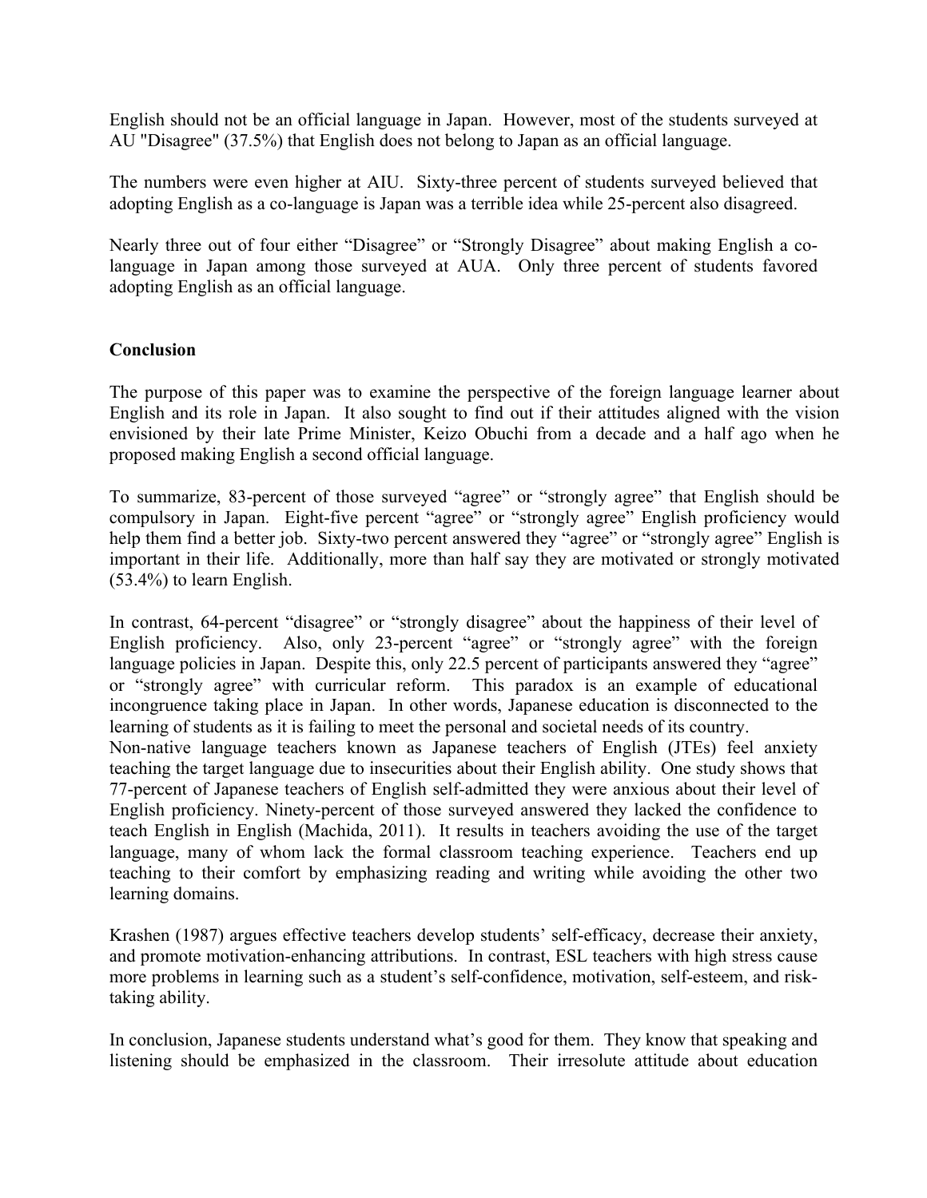English should not be an official language in Japan. However, most of the students surveyed at AU "Disagree" (37.5%) that English does not belong to Japan as an official language.

The numbers were even higher at AIU. Sixty-three percent of students surveyed believed that adopting English as a co-language is Japan was a terrible idea while 25-percent also disagreed.

Nearly three out of four either "Disagree" or "Strongly Disagree" about making English a co-language in Japan among those surveyed at AUA. Only three percent of students favored adopting English as an official language.

**Conclusion**

The purpose of this paper was to examine the perspective of the foreign language learner about English and its role in Japan. It also sought to find out if their attitudes aligned with the vision envisioned by their late Prime Minister, Keizo Obuchi from a decade and a half ago when he proposed making English a second official language.

To summarize, 83-percent of those surveyed "agree" or "strongly agree" that English should be compulsory in Japan. Eight-five percent "agree" or "strongly agree" English proficiency would help them find a better job. Sixty-two percent answered they "agree" or "strongly agree" English is important in their life. Additionally, more than half say they are motivated or strongly motivated (53.4%) to learn English.

In contrast, 64-percent "disagree" or "strongly disagree" about the happiness of their level of English proficiency. Also, only 23-percent "agree" or "strongly agree" with the foreign language policies in Japan. Despite this, only 22.5 percent of participants answered they "agree" or "strongly agree" with curricular reform. This paradox is an example of educational incongruence taking place in Japan. In other words, Japanese education is disconnected to the learning of students as it is failing to meet the personal and societal needs of its country.

Non-native language teachers known as Japanese teachers of English (JTEs) feel anxiety teaching the target language due to insecurities about their English ability. One study shows that 77-percent of Japanese teachers of English self-admitted they were anxious about their level of English proficiency. Ninety-percent of those surveyed answered they lacked the confidence to teach English in English (Machida, 2011). It results in teachers avoiding the use of the target language, many of whom lack the formal classroom teaching experience. Teachers end up teaching to their comfort by emphasizing reading and writing while avoiding the other two learning domains.

Krashen (1987) argues effective teachers develop students' self-efficacy, decrease their anxiety, and promote motivation-enhancing attributions. In contrast, ESL teachers with high stress cause more problems in learning such as a student's self-confidence, motivation, self-esteem, and risk-taking ability.

In conclusion, Japanese students understand what's good for them. They know that speaking and listening should be emphasized in the classroom. Their irresolute attitude about education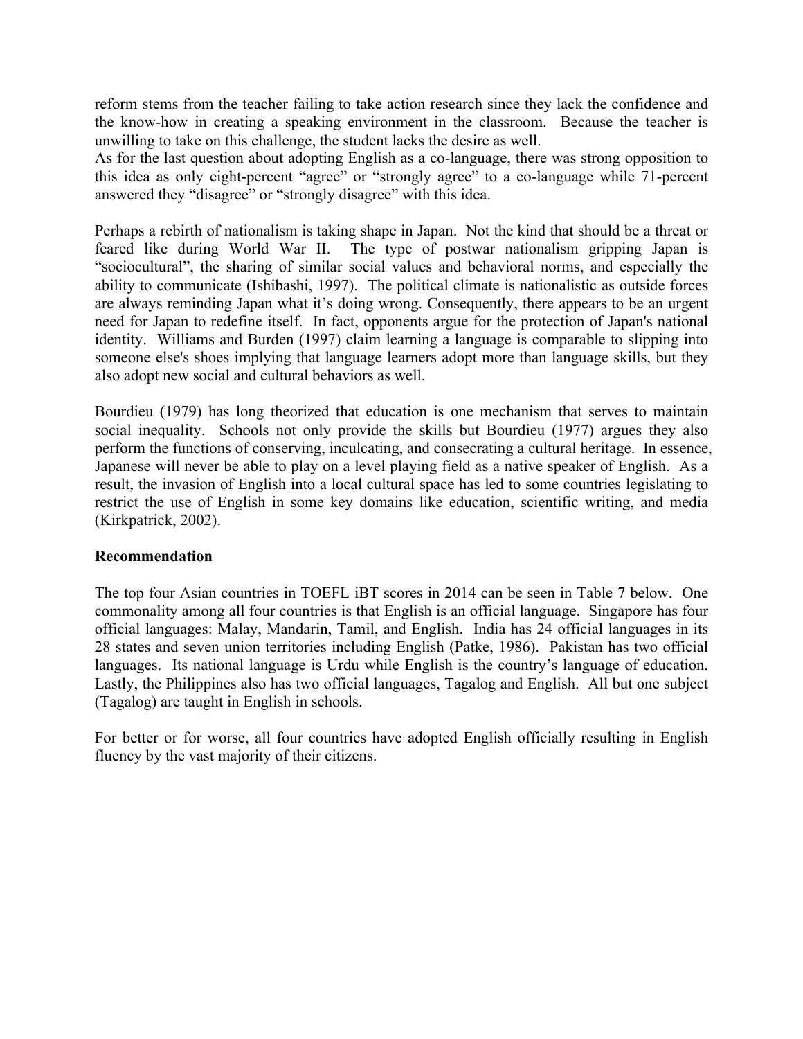reform stems from the teacher failing to take action research since they lack the confidence and the know-how in creating a speaking environment in the classroom. Because the teacher is unwilling to take on this challenge, the student lacks the desire as well.
As for the last question about adopting English as a co-language, there was strong opposition to this idea as only eight-percent "agree" or "strongly agree" to a co-language while 71-percent answered they "disagree" or "strongly disagree" with this idea.

Perhaps a rebirth of nationalism is taking shape in Japan. Not the kind that should be a threat or feared like during World War II. The type of postwar nationalism gripping Japan is "sociocultural", the sharing of similar social values and behavioral norms, and especially the ability to communicate (Ishibashi, 1997). The political climate is nationalistic as outside forces are always reminding Japan what it's doing wrong. Consequently, there appears to be an urgent need for Japan to redefine itself. In fact, opponents argue for the protection of Japan's national identity. Williams and Burden (1997) claim learning a language is comparable to slipping into someone else's shoes implying that language learners adopt more than language skills, but they also adopt new social and cultural behaviors as well.

Bourdieu (1979) has long theorized that education is one mechanism that serves to maintain social inequality. Schools not only provide the skills but Bourdieu (1977) argues they also perform the functions of conserving, inculcating, and consecrating a cultural heritage. In essence, Japanese will never be able to play on a level playing field as a native speaker of English. As a result, the invasion of English into a local cultural space has led to some countries legislating to restrict the use of English in some key domains like education, scientific writing, and media (Kirkpatrick, 2002).

**Recommendation**

The top four Asian countries in TOEFL iBT scores in 2014 can be seen in Table 7 below. One commonality among all four countries is that English is an official language. Singapore has four official languages: Malay, Mandarin, Tamil, and English. India has 24 official languages in its 28 states and seven union territories including English (Patke, 1986). Pakistan has two official languages. Its national language is Urdu while English is the country's language of education. Lastly, the Philippines also has two official languages, Tagalog and English. All but one subject (Tagalog) are taught in English in schools.

For better or for worse, all four countries have adopted English officially resulting in English fluency by the vast majority of their citizens.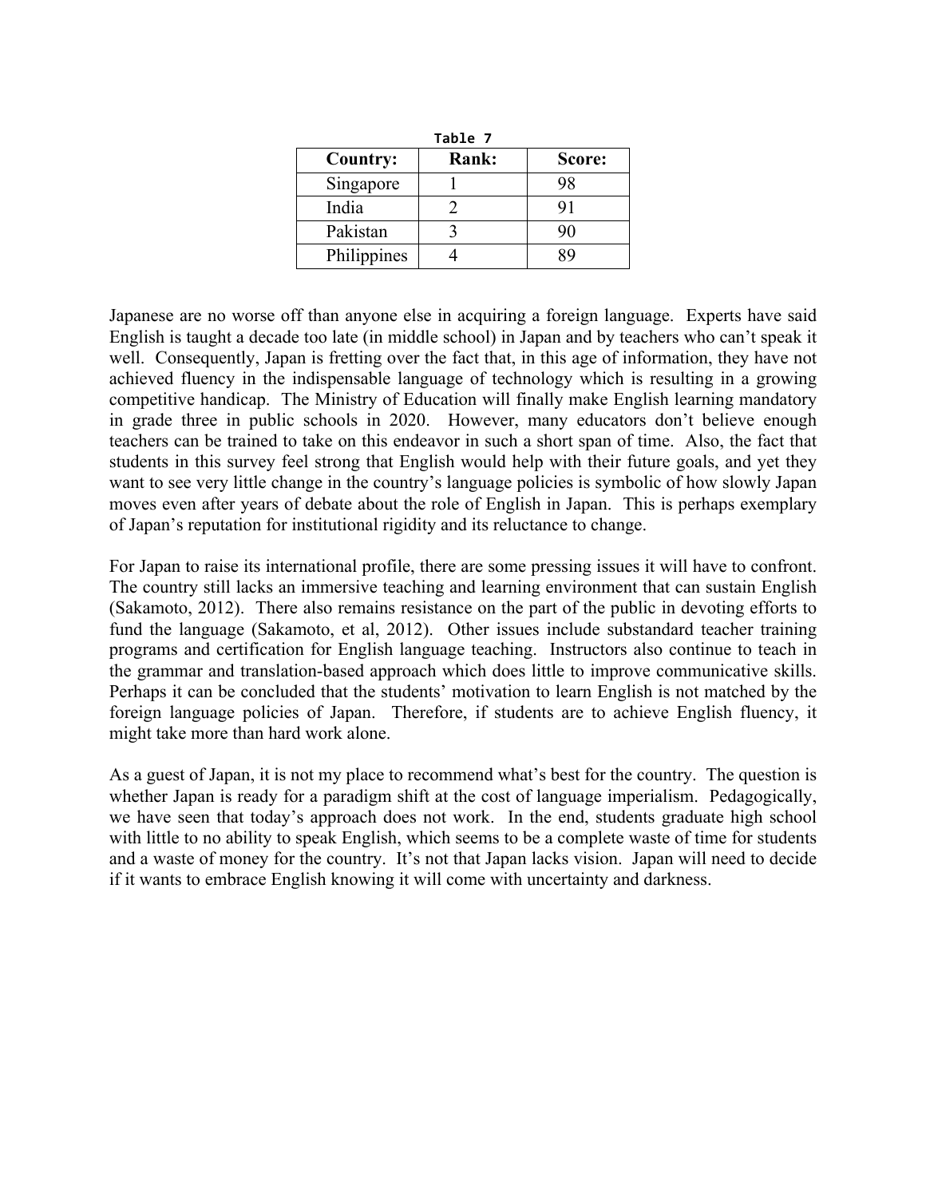Table 7

| Country: | Rank: | Score: |
| --- | --- | --- |
| Singapore | 1 | 98 |
| India | 2 | 91 |
| Pakistan | 3 | 90 |
| Philippines | 4 | 89 |

Japanese are no worse off than anyone else in acquiring a foreign language. Experts have said English is taught a decade too late (in middle school) in Japan and by teachers who can't speak it well. Consequently, Japan is fretting over the fact that, in this age of information, they have not achieved fluency in the indispensable language of technology which is resulting in a growing competitive handicap. The Ministry of Education will finally make English learning mandatory in grade three in public schools in 2020. However, many educators don't believe enough teachers can be trained to take on this endeavor in such a short span of time. Also, the fact that students in this survey feel strong that English would help with their future goals, and yet they want to see very little change in the country's language policies is symbolic of how slowly Japan moves even after years of debate about the role of English in Japan. This is perhaps exemplary of Japan's reputation for institutional rigidity and its reluctance to change.

For Japan to raise its international profile, there are some pressing issues it will have to confront. The country still lacks an immersive teaching and learning environment that can sustain English (Sakamoto, 2012). There also remains resistance on the part of the public in devoting efforts to fund the language (Sakamoto, et al, 2012). Other issues include substandard teacher training programs and certification for English language teaching. Instructors also continue to teach in the grammar and translation-based approach which does little to improve communicative skills. Perhaps it can be concluded that the students' motivation to learn English is not matched by the foreign language policies of Japan. Therefore, if students are to achieve English fluency, it might take more than hard work alone.

As a guest of Japan, it is not my place to recommend what's best for the country. The question is whether Japan is ready for a paradigm shift at the cost of language imperialism. Pedagogically, we have seen that today's approach does not work. In the end, students graduate high school with little to no ability to speak English, which seems to be a complete waste of time for students and a waste of money for the country. It's not that Japan lacks vision. Japan will need to decide if it wants to embrace English knowing it will come with uncertainty and darkness.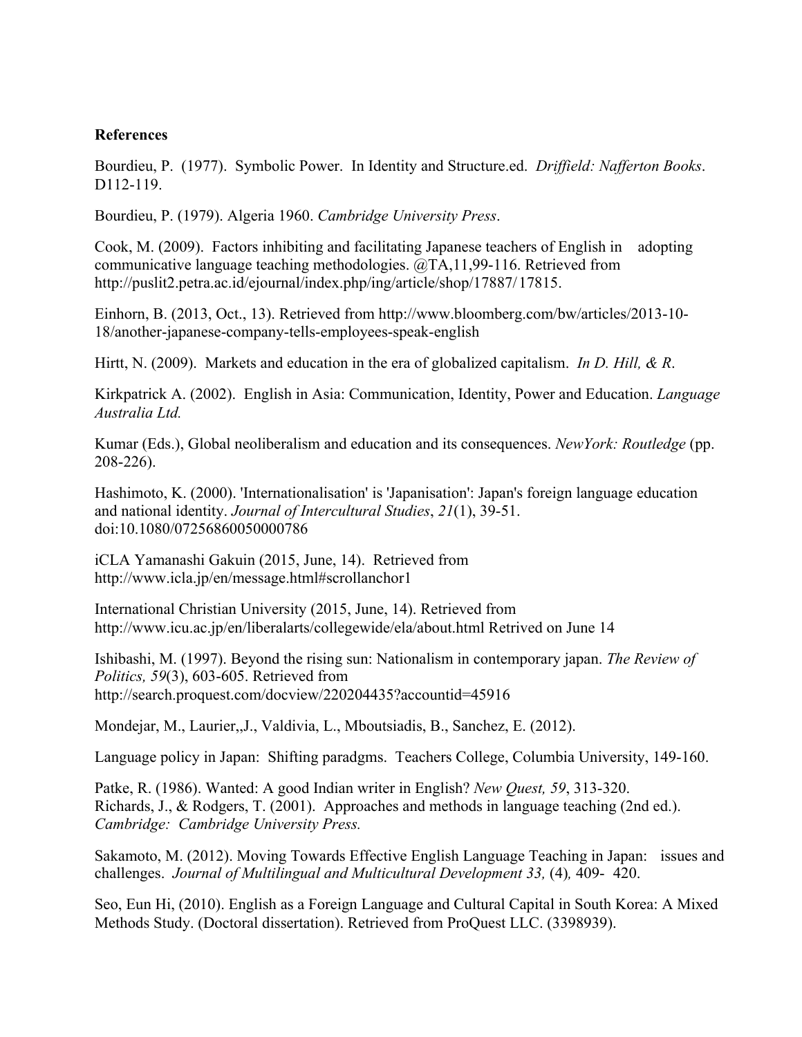**References**

Bourdieu, P. (1977). Symbolic Power. In Identity and Structure.ed. *Driffield: Nafferton Books*. D112-119.

Bourdieu, P. (1979). Algeria 1960. *Cambridge University Press*.

Cook, M. (2009). Factors inhibiting and facilitating Japanese teachers of English in adopting communicative language teaching methodologies. @TA,11,99-116. Retrieved from http://puslit2.petra.ac.id/ejournal/index.php/ing/article/shop/17887/ 17815.

Einhorn, B. (2013, Oct., 13). Retrieved from http://www.bloomberg.com/bw/articles/2013-10-18/another-japanese-company-tells-employees-speak-english

Hirtt, N. (2009). Markets and education in the era of globalized capitalism. *In D. Hill, & R*.

Kirkpatrick A. (2002). English in Asia: Communication, Identity, Power and Education. *Language Australia Ltd.*

Kumar (Eds.), Global neoliberalism and education and its consequences. *NewYork: Routledge* (pp. 208-226).

Hashimoto, K. (2000). 'Internationalisation' is 'Japanisation': Japan's foreign language education and national identity. *Journal of Intercultural Studies*, *21*(1), 39-51. doi:10.1080/07256860050000786

iCLA Yamanashi Gakuin (2015, June, 14). Retrieved from http://www.icla.jp/en/message.html#scrollanchor1

International Christian University (2015, June, 14). Retrieved from http://www.icu.ac.jp/en/liberalarts/collegewide/ela/about.html Retrived on June 14

Ishibashi, M. (1997). Beyond the rising sun: Nationalism in contemporary japan. *The Review of Politics, 59*(3), 603-605. Retrieved from http://search.proquest.com/docview/220204435?accountid=45916

Mondejar, M., Laurier,,J., Valdivia, L., Mboutsiadis, B., Sanchez, E. (2012).

Language policy in Japan: Shifting paradgms. Teachers College, Columbia University, 149-160.

Patke, R. (1986). Wanted: A good Indian writer in English? *New Quest, 59*, 313-320.

Richards, J., & Rodgers, T. (2001). Approaches and methods in language teaching (2nd ed.). *Cambridge: Cambridge University Press.*

Sakamoto, M. (2012). Moving Towards Effective English Language Teaching in Japan: issues and challenges. *Journal of Multilingual and Multicultural Development 33,* (4)*,* 409- 420.

Seo, Eun Hi, (2010). English as a Foreign Language and Cultural Capital in South Korea: A Mixed Methods Study. (Doctoral dissertation). Retrieved from ProQuest LLC. (3398939).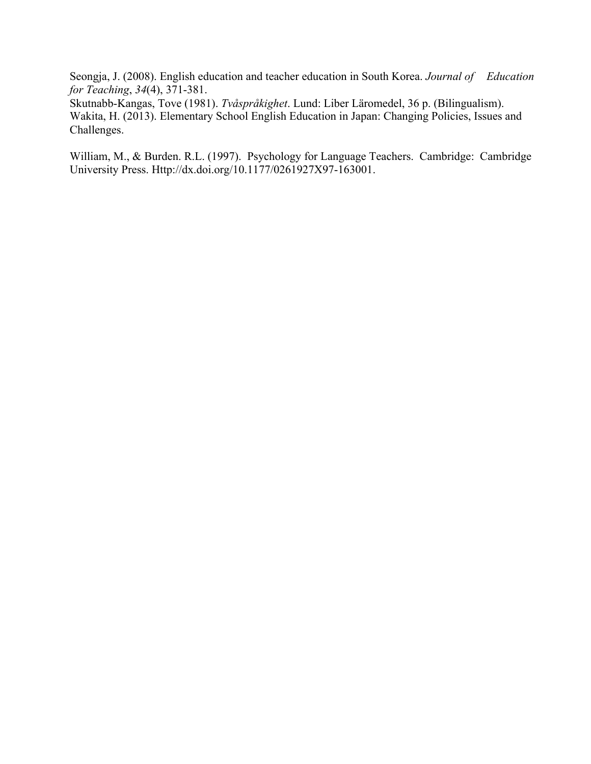Seongja, J. (2008). English education and teacher education in South Korea. *Journal of Education for Teaching*, *34*(4), 371-381.

Skutnabb-Kangas, Tove (1981). *Tvåspråkighet*. Lund: Liber Läromedel, 36 p. (Bilingualism).

Wakita, H. (2013). Elementary School English Education in Japan: Changing Policies, Issues and Challenges.

William, M., & Burden. R.L. (1997). Psychology for Language Teachers. Cambridge: Cambridge University Press. Http://dx.doi.org/10.1177/0261927X97-163001.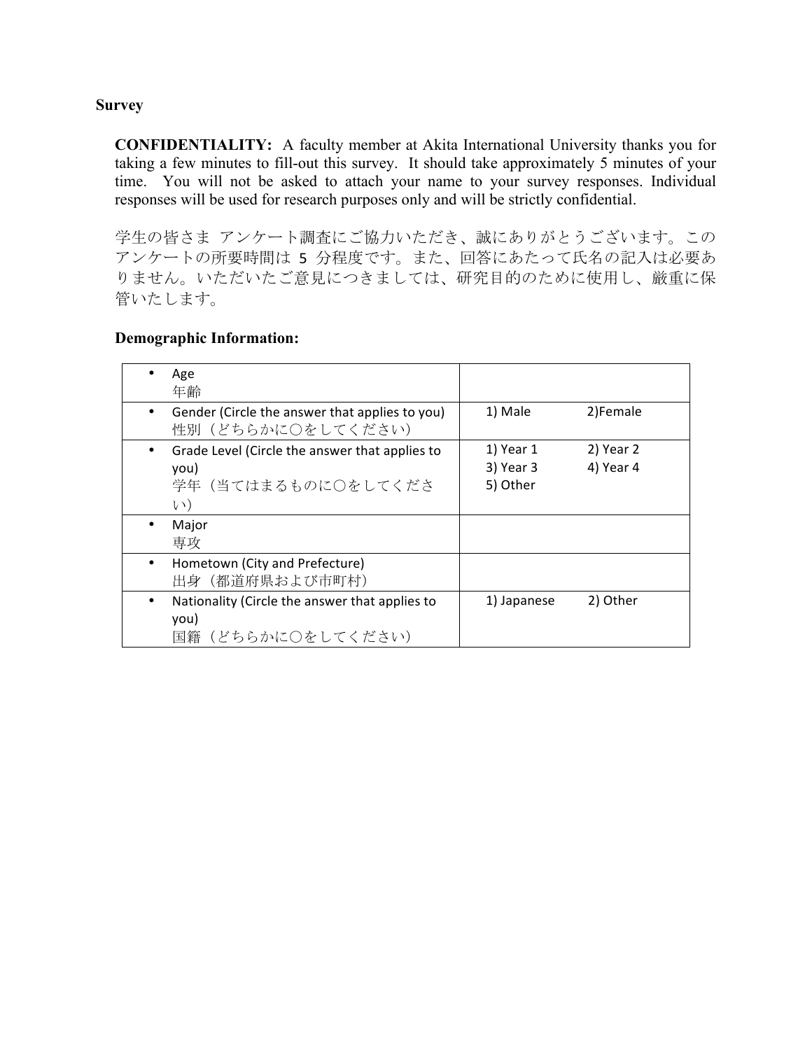**Survey**

**CONFIDENTIALITY:** A faculty member at Akita International University thanks you for taking a few minutes to fill-out this survey. It should take approximately 5 minutes of your time. You will not be asked to attach your name to your survey responses. Individual responses will be used for research purposes only and will be strictly confidential.

学生の皆さま アンケート調査にご協力いただき、誠にありがとうございます。このアンケートの所要時間は 5 分程度です。また、回答にあたって氏名の記入は必要ありません。いただいたご意見につきましては、研究目的のために使用し、厳重に保管いたします。

**Demographic Information:**

| | |
|---|---|
| • Age<br>年齢 | |
| • Gender (Circle the answer that applies to you)<br>性別（どちらかに○をしてください） | 1) Male 2)Female |
| • Grade Level (Circle the answer that applies to you)<br>学年（当てはまるものに○をしてください） | 1) Year 1 2) Year 2<br>3) Year 3 4) Year 4<br>5) Other |
| • Major<br>専攻 | |
| • Hometown (City and Prefecture)<br>出身（都道府県および市町村） | |
| • Nationality (Circle the answer that applies to you)<br>国籍（どちらかに○をしてください） | 1) Japanese 2) Other |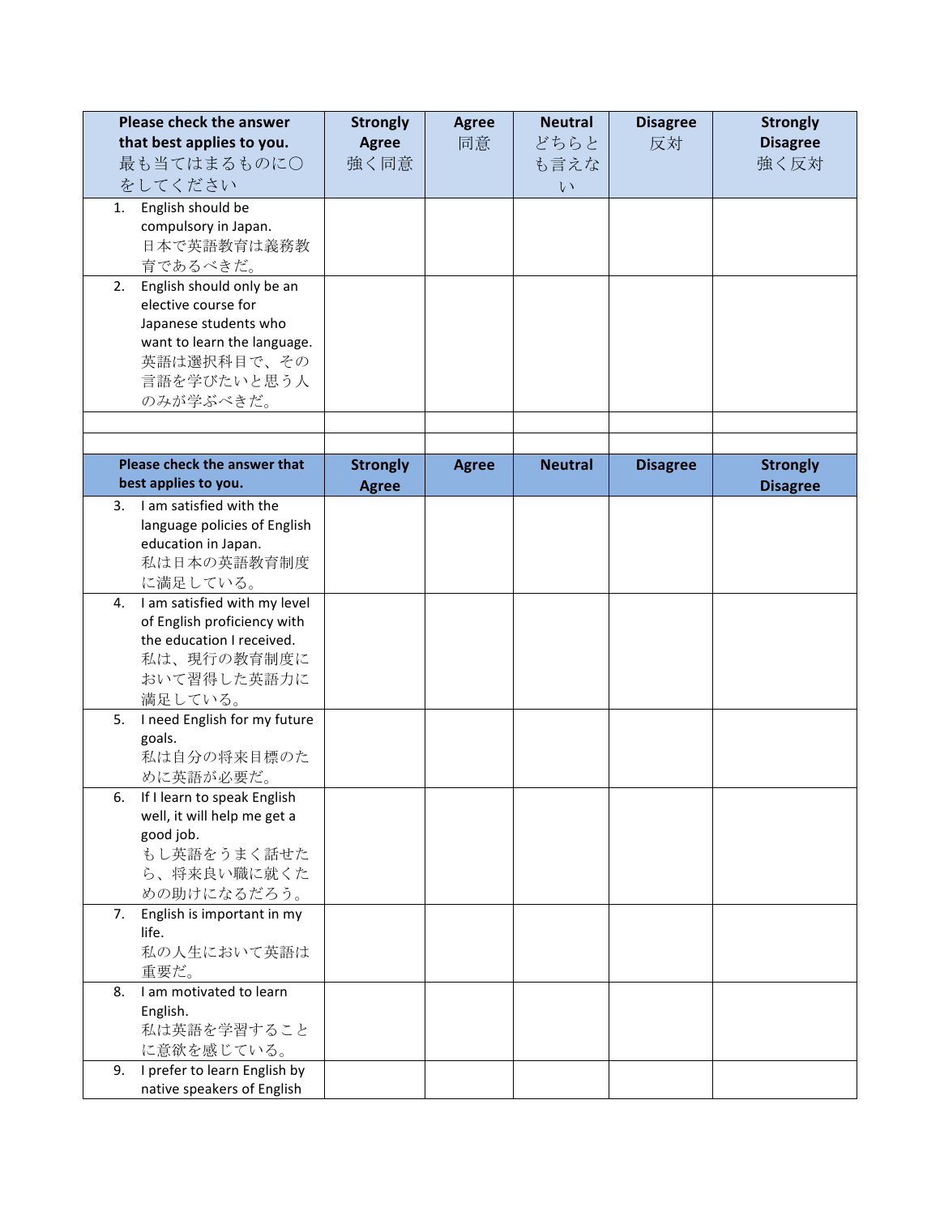| Please check the answer that best applies to you. 最も当てはまるものに〇をしてください | Strongly Agree 強く同意 | Agree 同意 | Neutral どちらとも言えない | Disagree 反対 | Strongly Disagree 強く反対 |
|---|---|---|---|---|---|
| 1. English should be compulsory in Japan. 日本で英語教育は義務教育であるべきだ。 | | | | | |
| 2. English should only be an elective course for Japanese students who want to learn the language. 英語は選択科目で、その言語を学びたいと思う人のみが学ぶべきだ。 | | | | | |
| | | | | | |
| | | | | | |

| Please check the answer that best applies to you. | Strongly Agree | Agree | Neutral | Disagree | Strongly Disagree |
|---|---|---|---|---|---|
| 3. I am satisfied with the language policies of English education in Japan. 私は日本の英語教育制度に満足している。 | | | | | |
| 4. I am satisfied with my level of English proficiency with the education I received. 私は、現行の教育制度において習得した英語力に満足している。 | | | | | |
| 5. I need English for my future goals. 私は自分の将来目標のために英語が必要だ。 | | | | | |
| 6. If I learn to speak English well, it will help me get a good job. もし英語をうまく話せたら、将来良い職に就くための助けになるだろう。 | | | | | |
| 7. English is important in my life. 私の人生において英語は重要だ。 | | | | | |
| 8. I am motivated to learn English. 私は英語を学習することに意欲を感じている。 | | | | | |
| 9. I prefer to learn English by native speakers of English | | | | | |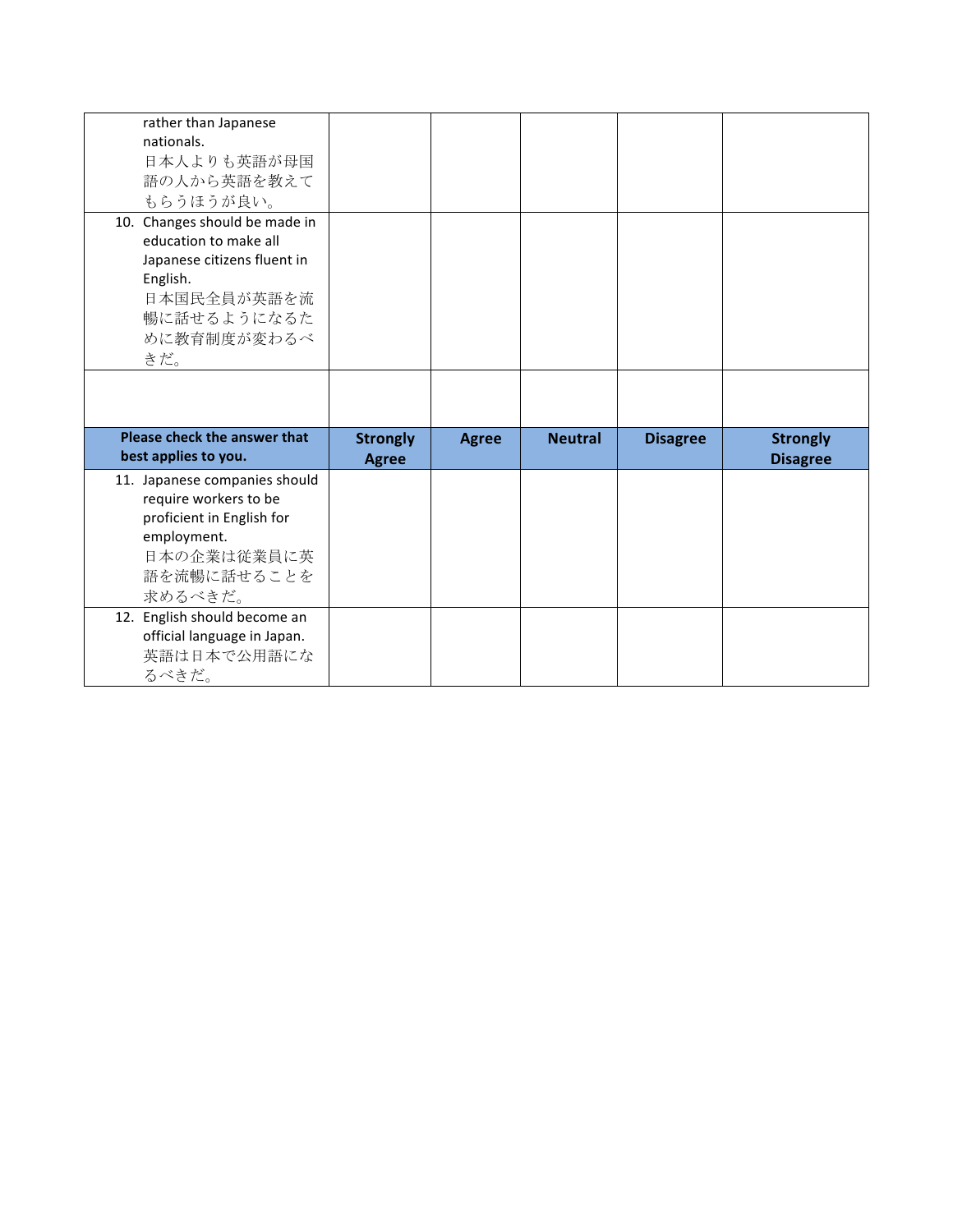| | | | | | |
|---|---|---|---|---|---|
| rather than Japanese nationals. 日本人よりも英語が母国語の人から英語を教えてもらうほうが良い。 | | | | | |
| 10. Changes should be made in education to make all Japanese citizens fluent in English. 日本国民全員が英語を流暢に話せるようになるために教育制度が変わるべきだ。 | | | | | |
| | | | | | |
| **Please check the answer that best applies to you.** | **Strongly Agree** | **Agree** | **Neutral** | **Disagree** | **Strongly Disagree** |
| 11. Japanese companies should require workers to be proficient in English for employment. 日本の企業は従業員に英語を流暢に話せることを求めるべきだ。 | | | | | |
| 12. English should become an official language in Japan. 英語は日本で公用語になるべきだ。 | | | | | |